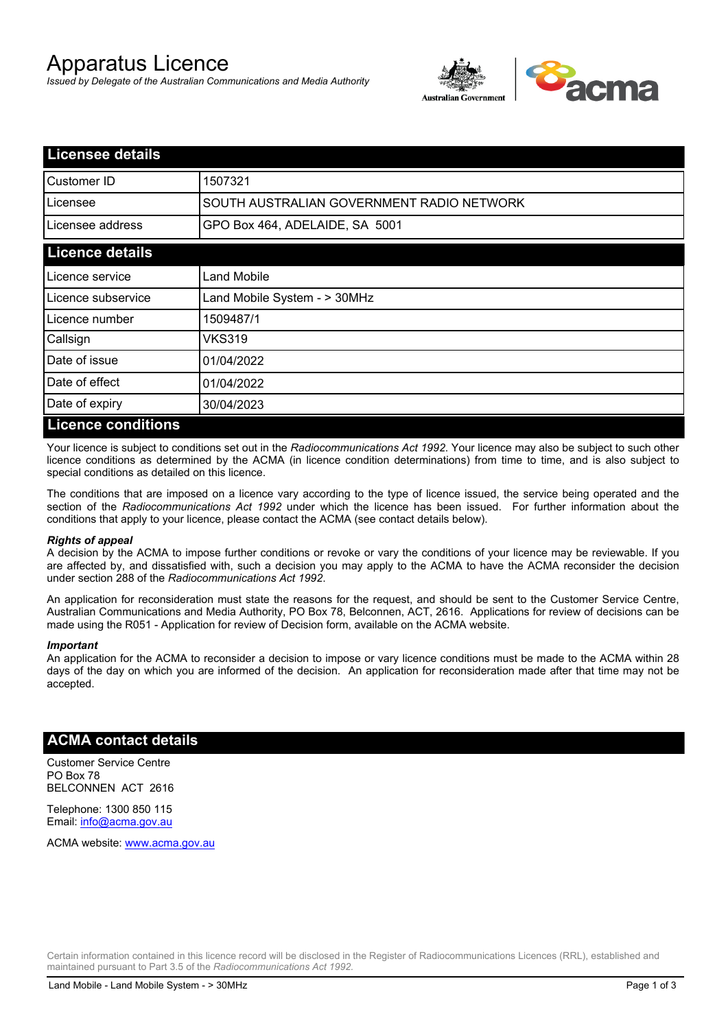# Apparatus Licence

*Issued by Delegate of the Australian Communications and Media Authority*

## Licensee details

| | |
|---|---|
| Customer ID | 1507321 |
| Licensee | SOUTH AUSTRALIAN GOVERNMENT RADIO NETWORK |
| Licensee address | GPO Box 464, ADELAIDE, SA 5001 |

## Licence details

| | |
|---|---|
| Licence service | Land Mobile |
| Licence subservice | Land Mobile System - > 30MHz |
| Licence number | 1509487/1 |
| Callsign | VKS319 |
| Date of issue | 01/04/2022 |
| Date of effect | 01/04/2022 |
| Date of expiry | 30/04/2023 |

## Licence conditions

Your licence is subject to conditions set out in the *Radiocommunications Act 1992*. Your licence may also be subject to such other licence conditions as determined by the ACMA (in licence condition determinations) from time to time, and is also subject to special conditions as detailed on this licence.

The conditions that are imposed on a licence vary according to the type of licence issued, the service being operated and the section of the *Radiocommunications Act 1992* under which the licence has been issued. For further information about the conditions that apply to your licence, please contact the ACMA (see contact details below).

### *Rights of appeal*

A decision by the ACMA to impose further conditions or revoke or vary the conditions of your licence may be reviewable. If you are affected by, and dissatisfied with, such a decision you may apply to the ACMA to have the ACMA reconsider the decision under section 288 of the *Radiocommunications Act 1992*.

An application for reconsideration must state the reasons for the request, and should be sent to the Customer Service Centre, Australian Communications and Media Authority, PO Box 78, Belconnen, ACT, 2616. Applications for review of decisions can be made using the R051 - Application for review of Decision form, available on the ACMA website.

### *Important*

An application for the ACMA to reconsider a decision to impose or vary licence conditions must be made to the ACMA within 28 days of the day on which you are informed of the decision. An application for reconsideration made after that time may not be accepted.

## ACMA contact details

Customer Service Centre
PO Box 78
BELCONNEN ACT 2616

Telephone: 1300 850 115
Email: info@acma.gov.au

ACMA website: www.acma.gov.au

Certain information contained in this licence record will be disclosed in the Register of Radiocommunications Licences (RRL), established and maintained pursuant to Part 3.5 of the *Radiocommunications Act 1992*.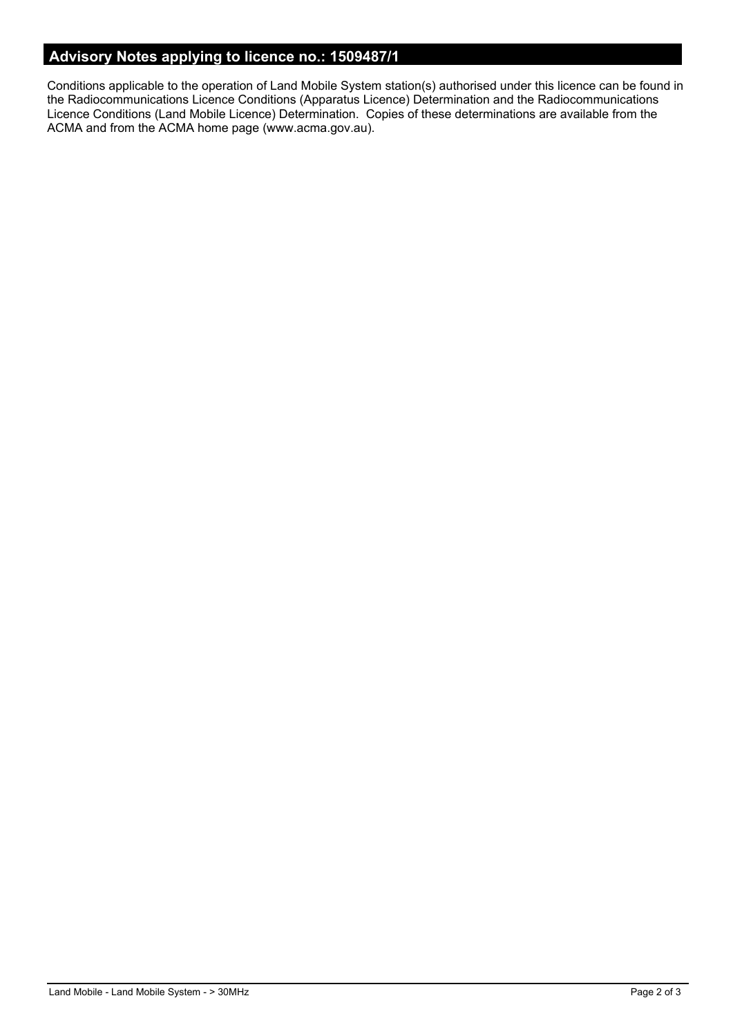## Advisory Notes applying to licence no.: 1509487/1

Conditions applicable to the operation of Land Mobile System station(s) authorised under this licence can be found in the Radiocommunications Licence Conditions (Apparatus Licence) Determination and the Radiocommunications Licence Conditions (Land Mobile Licence) Determination. Copies of these determinations are available from the ACMA and from the ACMA home page (www.acma.gov.au).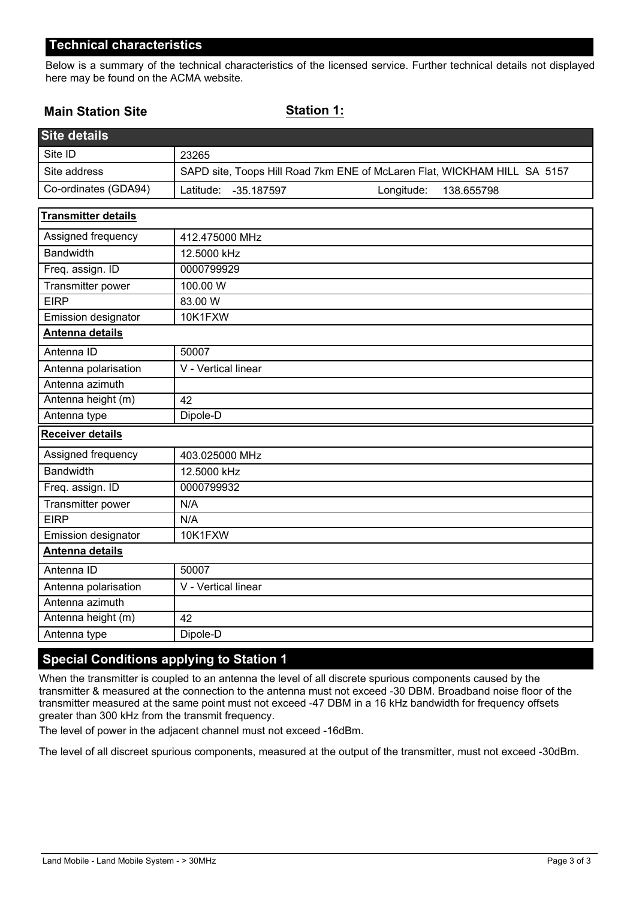## Technical characteristics

Below is a summary of the technical characteristics of the licensed service. Further technical details not displayed here may be found on the ACMA website.

**Main Station Site** **Station 1:**

| Site details | |
|---|---|
| Site ID | 23265 |
| Site address | SAPD site, Toops Hill Road 7km ENE of McLaren Flat, WICKHAM HILL SA 5157 |
| Co-ordinates (GDA94) | Latitude: -35.187597 Longitude: 138.655798 |

| **Transmitter details** | |
|---|---|
| Assigned frequency | 412.475000 MHz |
| Bandwidth | 12.5000 kHz |
| Freq. assign. ID | 0000799929 |
| Transmitter power | 100.00 W |
| EIRP | 83.00 W |
| Emission designator | 10K1FXW |
| **Antenna details** | |
| Antenna ID | 50007 |
| Antenna polarisation | V - Vertical linear |
| Antenna azimuth | |
| Antenna height (m) | 42 |
| Antenna type | Dipole-D |

| **Receiver details** | |
|---|---|
| Assigned frequency | 403.025000 MHz |
| Bandwidth | 12.5000 kHz |
| Freq. assign. ID | 0000799932 |
| Transmitter power | N/A |
| EIRP | N/A |
| Emission designator | 10K1FXW |
| **Antenna details** | |
| Antenna ID | 50007 |
| Antenna polarisation | V - Vertical linear |
| Antenna azimuth | |
| Antenna height (m) | 42 |
| Antenna type | Dipole-D |

## Special Conditions applying to Station 1

When the transmitter is coupled to an antenna the level of all discrete spurious components caused by the transmitter & measured at the connection to the antenna must not exceed -30 DBM. Broadband noise floor of the transmitter measured at the same point must not exceed -47 DBM in a 16 kHz bandwidth for frequency offsets greater than 300 kHz from the transmit frequency.

The level of power in the adjacent channel must not exceed -16dBm.

The level of all discreet spurious components, measured at the output of the transmitter, must not exceed -30dBm.